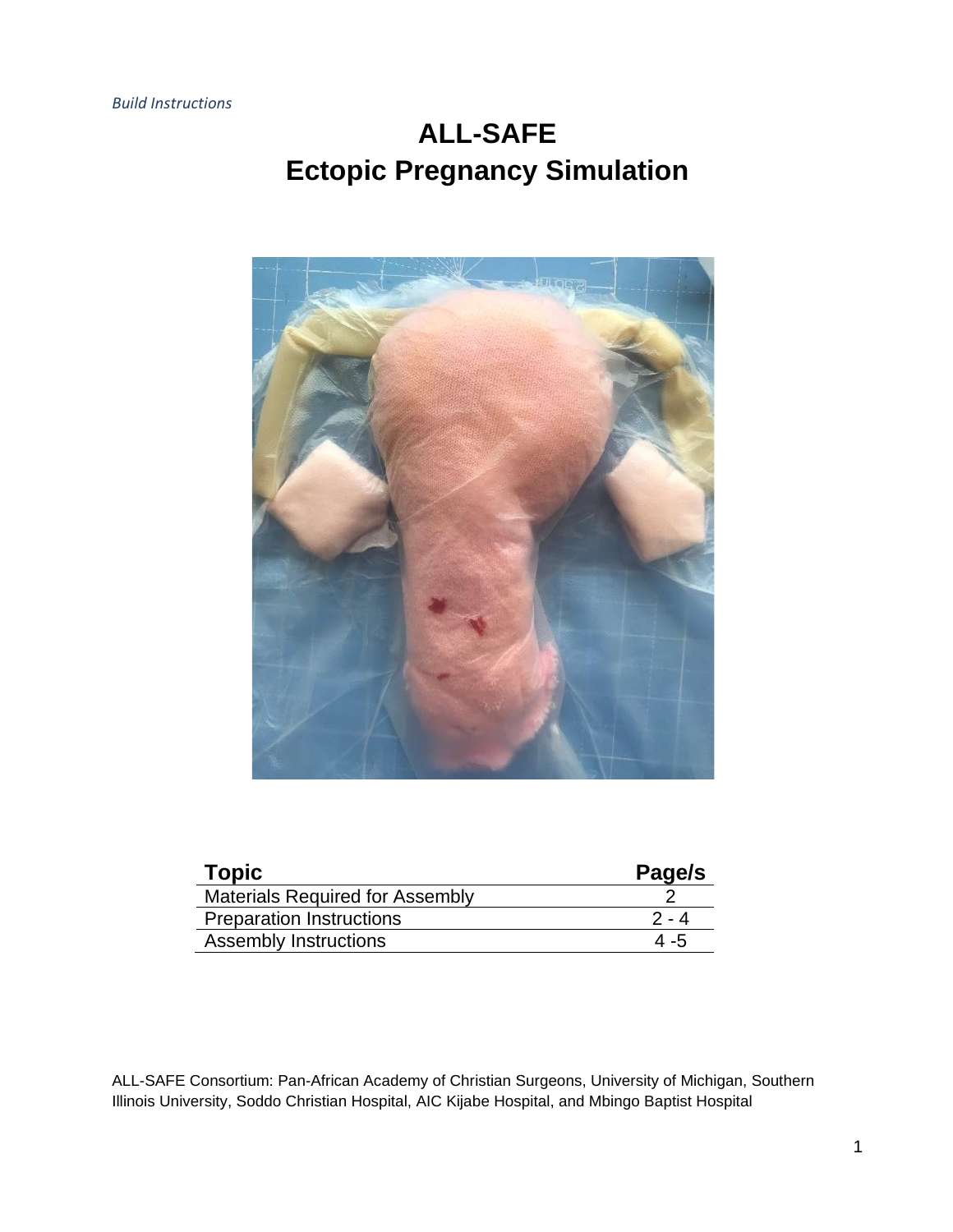*Build Instructions*

# ALL-SAFE
# Ectopic Pregnancy Simulation

| **Topic** | **Page/s** |
| --- | --- |
| Materials Required for Assembly | 2 |
| Preparation Instructions | 2 - 4 |
| Assembly Instructions | 4 -5 |

ALL-SAFE Consortium: Pan-African Academy of Christian Surgeons, University of Michigan, Southern Illinois University, Soddo Christian Hospital, AIC Kijabe Hospital, and Mbingo Baptist Hospital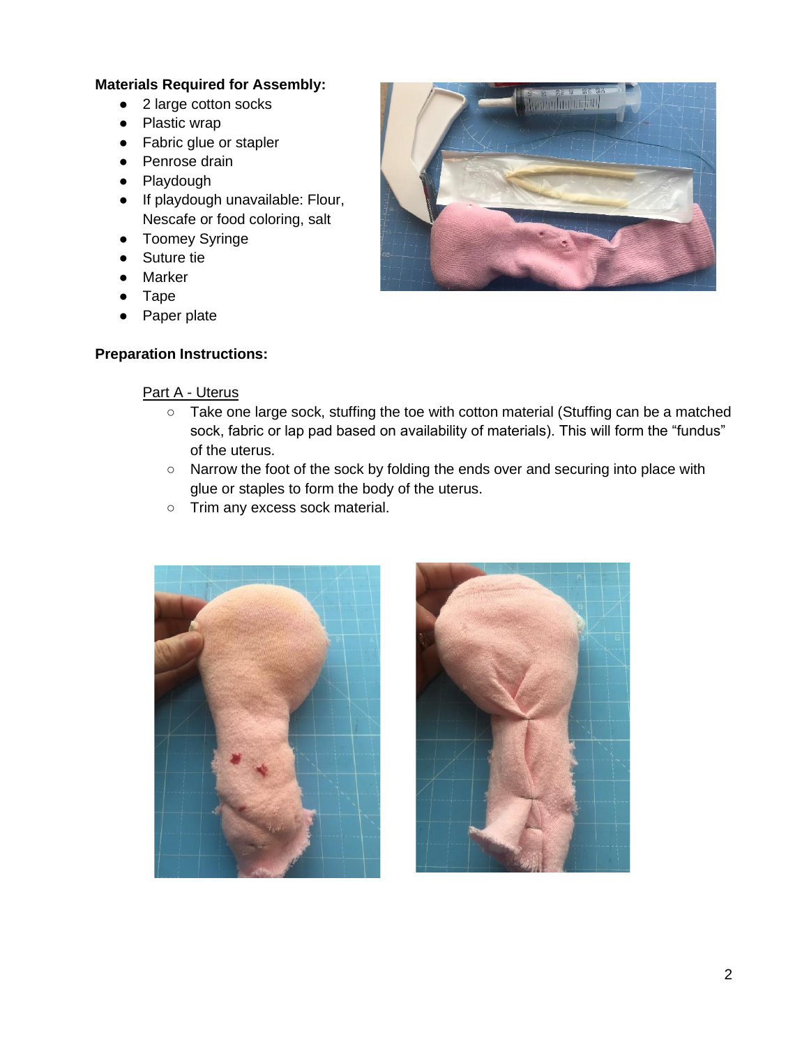**Materials Required for Assembly:**

- 2 large cotton socks
- Plastic wrap
- Fabric glue or stapler
- Penrose drain
- Playdough
- If playdough unavailable: Flour, Nescafe or food coloring, salt
- Toomey Syringe
- Suture tie
- Marker
- Tape
- Paper plate

**Preparation Instructions:**

Part A - Uterus

- Take one large sock, stuffing the toe with cotton material (Stuffing can be a matched sock, fabric or lap pad based on availability of materials). This will form the "fundus" of the uterus.
- Narrow the foot of the sock by folding the ends over and securing into place with glue or staples to form the body of the uterus.
- Trim any excess sock material.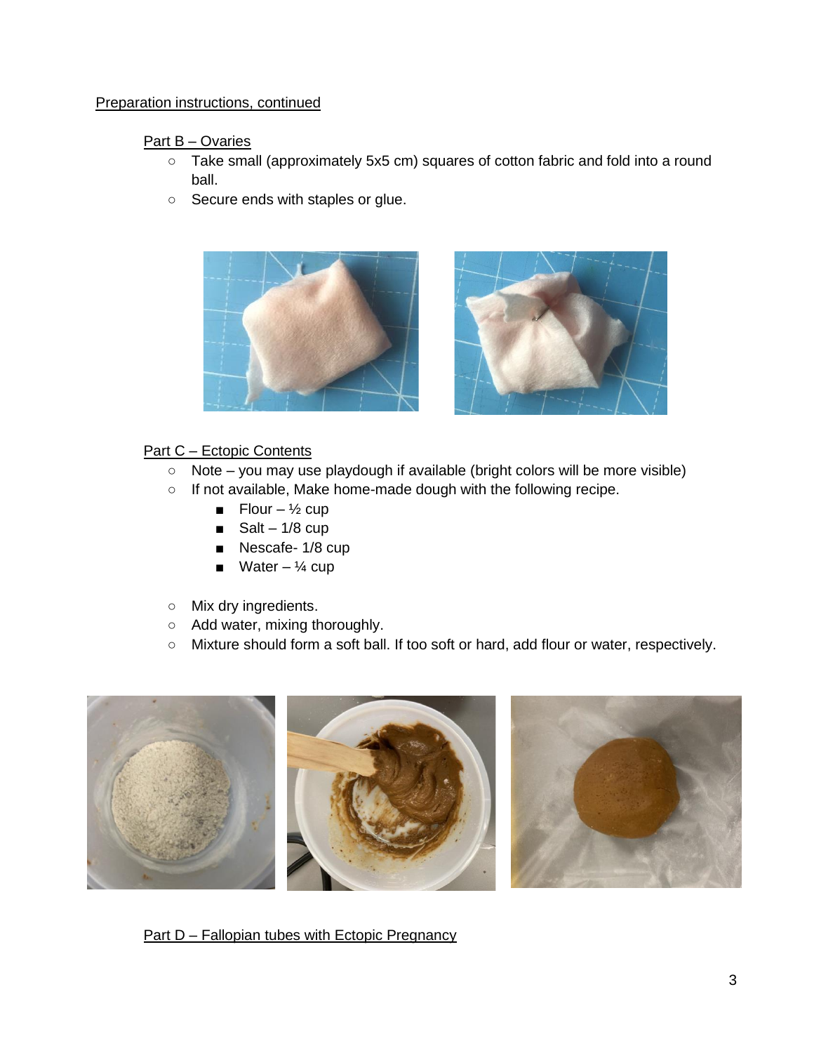Preparation instructions, continued

Part B – Ovaries

- Take small (approximately 5x5 cm) squares of cotton fabric and fold into a round ball.
- Secure ends with staples or glue.

Part C – Ectopic Contents

- Note – you may use playdough if available (bright colors will be more visible)
- If not available, Make home-made dough with the following recipe.
  - Flour – ½ cup
  - Salt – 1/8 cup
  - Nescafe- 1/8 cup
  - Water – ¼ cup
- Mix dry ingredients.
- Add water, mixing thoroughly.
- Mixture should form a soft ball. If too soft or hard, add flour or water, respectively.

Part D – Fallopian tubes with Ectopic Pregnancy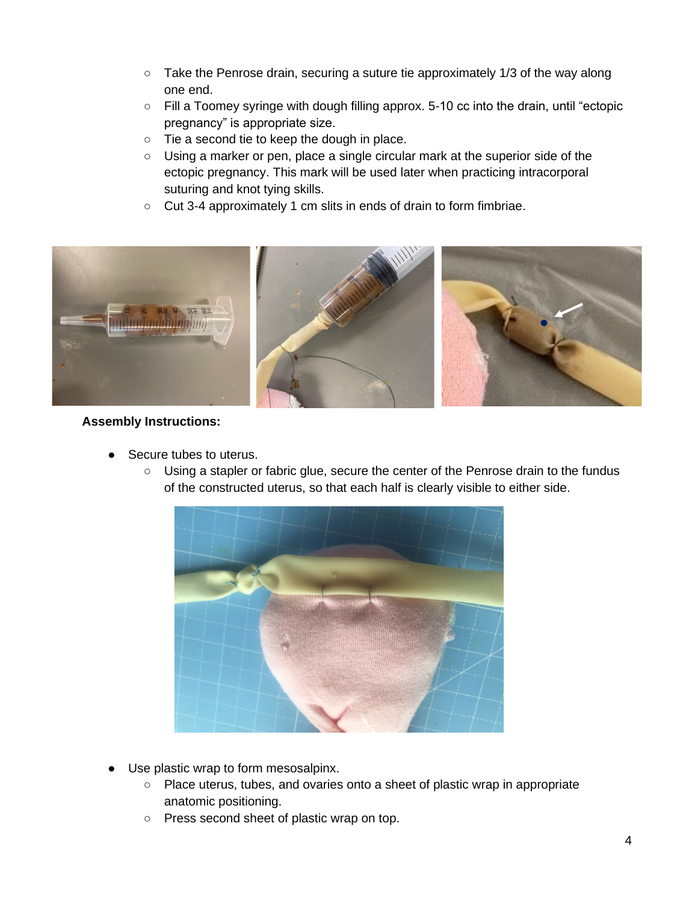- Take the Penrose drain, securing a suture tie approximately 1/3 of the way along one end.
- Fill a Toomey syringe with dough filling approx. 5-10 cc into the drain, until “ectopic pregnancy” is appropriate size.
- Tie a second tie to keep the dough in place.
- Using a marker or pen, place a single circular mark at the superior side of the ectopic pregnancy. This mark will be used later when practicing intracorporal suturing and knot tying skills.
- Cut 3-4 approximately 1 cm slits in ends of drain to form fimbriae.

**Assembly Instructions:**

- Secure tubes to uterus.
  - Using a stapler or fabric glue, secure the center of the Penrose drain to the fundus of the constructed uterus, so that each half is clearly visible to either side.
- Use plastic wrap to form mesosalpinx.
  - Place uterus, tubes, and ovaries onto a sheet of plastic wrap in appropriate anatomic positioning.
  - Press second sheet of plastic wrap on top.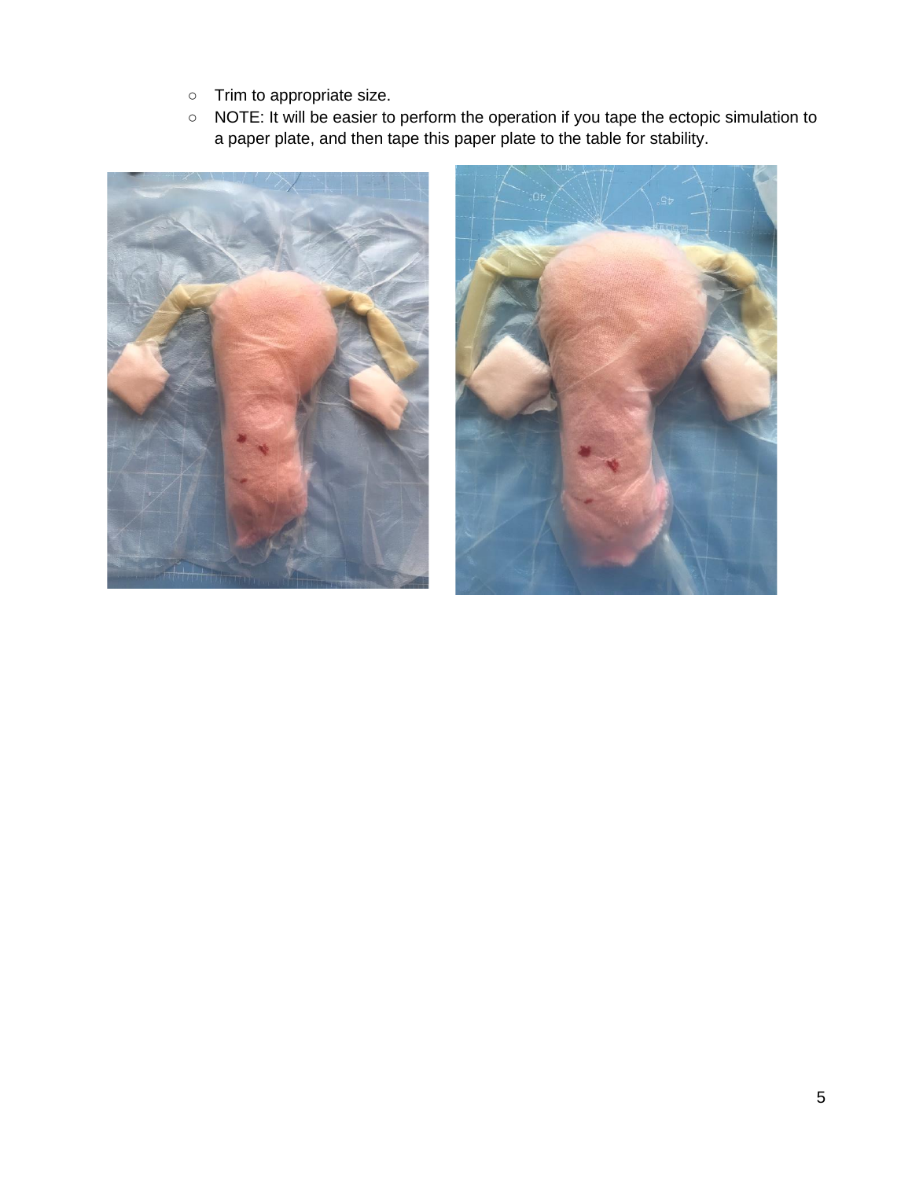- Trim to appropriate size.
- NOTE: It will be easier to perform the operation if you tape the ectopic simulation to a paper plate, and then tape this paper plate to the table for stability.